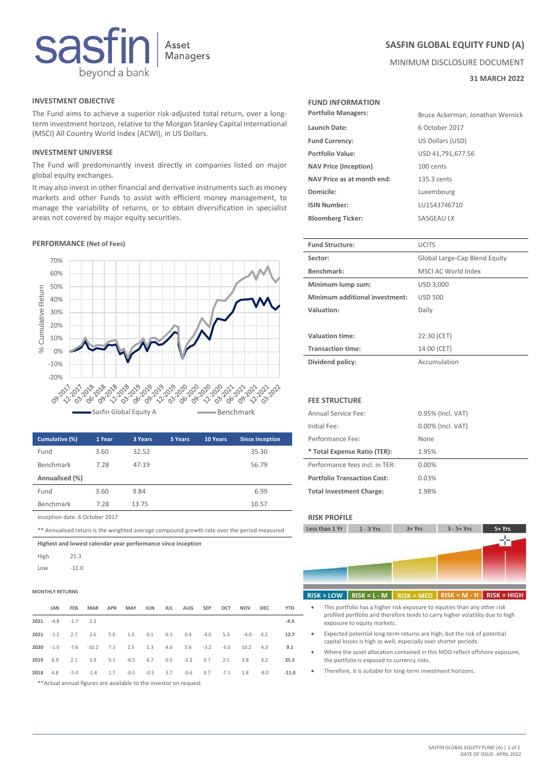# SASFIN GLOBAL EQUITY FUND (A)

MINIMUM DISCLOSURE DOCUMENT

**31 MARCH 2022**

## INVESTMENT OBJECTIVE

The Fund aims to achieve a superior risk-adjusted total return, over a long-term investment horizon, relative to the Morgan Stanley Capital International (MSCI) All Country World Index (ACWI), in US Dollars.

## INVESTMENT UNIVERSE

The Fund will predominantly invest directly in companies listed on major global equity exchanges.

It may also invest in other financial and derivative instruments such as money markets and other Funds to assist with efficient money management, to manage the variability of returns, or to obtain diversification in specialist areas not covered by major equity securities.

## PERFORMANCE (Net of Fees)

| Cumulative (%) | 1 Year | 3 Years | 5 Years | 10 Years | Since Inception |
|---|---|---|---|---|---|
| Fund | 3.60 | 32.52 | | | 35.30 |
| Benchmark | 7.28 | 47.19 | | | 56.79 |
| **Annualised (%)** | | | | | |
| Fund | 3.60 | 9.84 | | | 6.99 |
| Benchmark | 7.28 | 13.75 | | | 10.57 |

Inception date: 6 October 2017

** Annualised return is the weighted average compound growth rate over the period measured

**Highest and lowest calendar year performance since inception**

| | |
|---|---|
| High | 25.3 |
| Low | -11.0 |

### MONTHLY RETURNS

| | JAN | FEB | MAR | APR | MAY | JUN | JUL | AUG | SEP | OCT | NOV | DEC | YTD |
|---|---|---|---|---|---|---|---|---|---|---|---|---|---|
| **2021** | -4.8 | -1.7 | 2.2 | | | | | | | | | | **-4.3** |
| **2021** | -1.2 | 2.7 | 2.6 | 5.6 | 1.5 | 0.1 | 0.1 | 0.4 | -4.6 | 5.3 | -4.0 | 4.2 | **12.7** |
| **2020** | -1.0 | -7.6 | -10.2 | 7.3 | 2.5 | 1.3 | 4.6 | 5.6 | -3.2 | -3.0 | 10.2 | 4.3 | **9.1** |
| **2019** | 6.9 | 2.1 | 1.9 | 5.1 | -6.5 | 6.7 | 0.5 | -2.2 | 0.7 | 2.5 | 2.8 | 3.2 | **25.3** |
| **2018** | 4.8 | -5.4 | -1.4 | 1.7 | -0.5 | -0.5 | 3.7 | -0.6 | 0.7 | -7.1 | 1.8 | -8.0 | **-11.0** |

**Actual annual figures are available to the investor on request.

## FUND INFORMATION

| | |
|---|---|
| **Portfolio Managers:** | Bruce Ackerman, Jonathan Wernick |
| **Launch Date:** | 6 October 2017 |
| **Fund Currency:** | US Dollars (USD) |
| **Portfolio Value:** | USD 41,791,677.56 |
| **NAV Price (Inception)** | 100 cents |
| **NAV Price as at month end:** | 135.3 cents |
| **Domicile:** | Luxembourg |
| **ISIN Number:** | LU1543746710 |
| **Bloomberg Ticker:** | SASGEAU LX |

| | |
|---|---|
| **Fund Structure:** | UCITS |
| **Sector:** | Global Large-Cap Blend Equity |
| **Benchmark:** | MSCI AC World Index |
| **Minimum lump sum:** | USD 3,000 |
| **Minimum additional investment:** | USD 500 |
| **Valuation:** | Daily |
| **Valuation time:** | 22:30 (CET) |
| **Transaction time:** | 14:00 (CET) |
| **Dividend policy:** | Accumulation |

## FEE STRUCTURE

| | |
|---|---|
| Annual Service Fee: | 0.95% (Incl. VAT) |
| Initial Fee: | 0.00% (Incl. VAT) |
| Performance Fee: | None |
| **\* Total Expense Ratio (TER):** | 1.95% |
| Performance fees incl. in TER: | 0.00% |
| **Portfolio Transaction Cost:** | 0.03% |
| **Total Investment Charge:** | 1.98% |

## RISK PROFILE

| Less than 1 Yr | 1 - 3 Yrs | 3+ Yrs | 3 - 5+ Yrs | 5+ Yrs |
|---|---|---|---|---|
| RISK = LOW | RISK = L - M | RISK = MED | RISK = M - H | RISK = HIGH |

- This portfolio has a higher risk exposure to equities than any other risk profiled portfolio and therefore tends to carry higher volatility due to high exposure to equity markets.
- Expected potential long-term returns are high, but the risk of potential capital losses is high as well, especially over shorter periods.
- Where the asset allocation contained in this MDD reflect offshore exposure, the portfolio is exposed to currency risks.
- Therefore, it is suitable for long-term investment horizons.

DATE OF ISSUE: APRIL 2022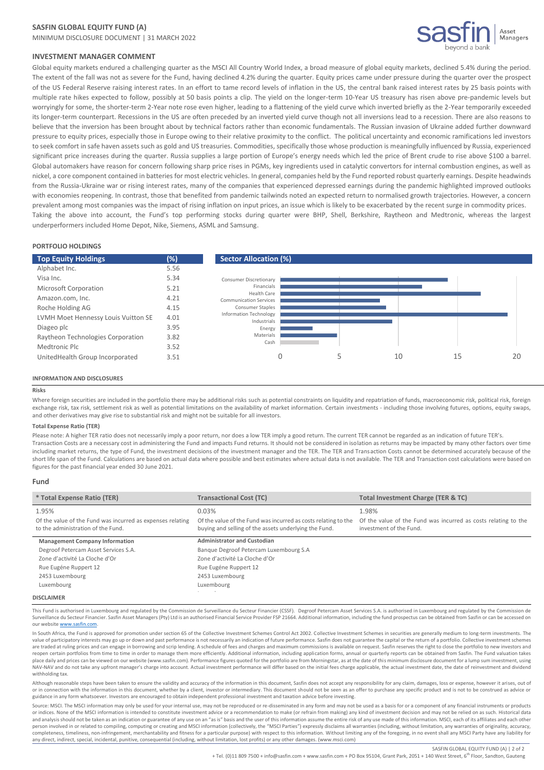## SASFIN GLOBAL EQUITY FUND (A)

MINIMUM DISCLOSURE DOCUMENT | 31 MARCH 2022

### INVESTMENT MANAGER COMMENT

Global equity markets endured a challenging quarter as the MSCI All Country World Index, a broad measure of global equity markets, declined 5.4% during the period. The extent of the fall was not as severe for the Fund, having declined 4.2% during the quarter. Equity prices came under pressure during the quarter over the prospect of the US Federal Reserve raising interest rates. In an effort to tame record levels of inflation in the US, the central bank raised interest rates by 25 basis points with multiple rate hikes expected to follow, possibly at 50 basis points a clip. The yield on the longer-term 10-Year US treasury has risen above pre-pandemic levels but worryingly for some, the shorter-term 2-Year note rose even higher, leading to a flattening of the yield curve which inverted briefly as the 2-Year temporarily exceeded its longer-term counterpart. Recessions in the US are often preceded by an inverted yield curve though not all inversions lead to a recession. There are also reasons to believe that the inversion has been brought about by technical factors rather than economic fundamentals. The Russian invasion of Ukraine added further downward pressure to equity prices, especially those in Europe owing to their relative proximity to the conflict. The political uncertainty and economic ramifications led investors to seek comfort in safe haven assets such as gold and US treasuries. Commodities, specifically those whose production is meaningfully influenced by Russia, experienced significant price increases during the quarter. Russia supplies a large portion of Europe's energy needs which led the price of Brent crude to rise above $100 a barrel. Global automakers have reason for concern following sharp price rises in PGMs, key ingredients used in catalytic convertors for internal combustion engines, as well as nickel, a core component contained in batteries for most electric vehicles. In general, companies held by the Fund reported robust quarterly earnings. Despite headwinds from the Russia-Ukraine war or rising interest rates, many of the companies that experienced depressed earnings during the pandemic highlighted improved outlooks with economies reopening. In contrast, those that benefited from pandemic tailwinds noted an expected return to normalised growth trajectories. However, a concern prevalent among most companies was the impact of rising inflation on input prices, an issue which is likely to be exacerbated by the recent surge in commodity prices.
Taking the above into account, the Fund's top performing stocks during quarter were BHP, Shell, Berkshire, Raytheon and Medtronic, whereas the largest underperformers included Home Depot, Nike, Siemens, ASML and Samsung.

### PORTFOLIO HOLDINGS

| Top Equity Holdings | (%) |
|---|---|
| Alphabet Inc. | 5.56 |
| Visa Inc. | 5.34 |
| Microsoft Corporation | 5.21 |
| Amazon.com, Inc. | 4.21 |
| Roche Holding AG | 4.15 |
| LVMH Moet Hennessy Louis Vuitton SE | 4.01 |
| Diageo plc | 3.95 |
| Raytheon Technologies Corporation | 3.82 |
| Medtronic Plc | 3.52 |
| UnitedHealth Group Incorporated | 3.51 |

**Sector Allocation (%)**

Consumer Discretionary
Financials
Health Care
Communication Services
Consumer Staples
Information Technology
Industrials
Energy
Materials
Cash

0 5 10 15 20

### INFORMATION AND DISCLOSURES

**Risks**

Where foreign securities are included in the portfolio there may be additional risks such as potential constraints on liquidity and repatriation of funds, macroeconomic risk, political risk, foreign exchange risk, tax risk, settlement risk as well as potential limitations on the availability of market information. Certain investments - including those involving futures, options, equity swaps, and other derivatives may give rise to substantial risk and might not be suitable for all investors.

**Total Expense Ratio (TER)**

Please note: A higher TER ratio does not necessarily imply a poor return, nor does a low TER imply a good return. The current TER cannot be regarded as an indication of future TER's.
Transaction Costs are a necessary cost in administering the Fund and impacts Fund returns. It should not be considered in isolation as returns may be impacted by many other factors over time including market returns, the type of Fund, the investment decisions of the investment manager and the TER. The TER and Transaction Costs cannot be determined accurately because of the short life span of the Fund. Calculations are based on actual data where possible and best estimates where actual data is not available. The TER and Transaction cost calculations were based on figures for the past financial year ended 30 June 2021.

### Fund

| * Total Expense Ratio (TER) | Transactional Cost (TC) | Total Investment Charge (TER & TC) |
|---|---|---|
| 1.95% | 0.03% | 1.98% |
| Of the value of the Fund was incurred as expenses relating to the administration of the Fund. | Of the value of the Fund was incurred as costs relating to the buying and selling of the assets underlying the Fund. | Of the value of the Fund was incurred as costs relating to the investment of the Fund. |

| Management Company Information | Administrator and Custodian |
|---|---|
| Degroof Petercam Asset Services S.A. | Banque Degroof Petercam Luxembourg S.A |
| Zone d'activité La Cloche d'Or | Zone d'activité La Cloche d'Or |
| Rue Eugéne Ruppert 12 | Rue Eugéne Ruppert 12 |
| 2453 Luxembourg | 2453 Luxembourg |
| Luxembourg | Luxembourg |

### DISCLAIMER

This Fund is authorised in Luxembourg and regulated by the Commission de Surveillance du Secteur Financier (CSSF). Degroof Petercam Asset Services S.A. is authorised in Luxembourg and regulated by the Commission de Surveillance du Secteur Financier. Sasfin Asset Managers (Pty) Ltd is an authorised Financial Service Provider FSP 21664. Additional information, including the fund prospectus can be obtained from Sasfin or can be accessed on our website www.sasfin.com.

In South Africa, the Fund is approved for promotion under section 65 of the Collective Investment Schemes Control Act 2002. Collective Investment Schemes in securities are generally medium to long-term investments. The value of participatory interests may go up or down and past performance is not necessarily an indication of future performance. Sasfin does not guarantee the capital or the return of a portfolio. Collective investment schemes are traded at ruling prices and can engage in borrowing and scrip lending. A schedule of fees and charges and maximum commissions is available on request. Sasfin reserves the right to close the portfolio to new investors and reopen certain portfolios from time to time in order to manage them more efficiently. Additional information, including application forms, annual or quarterly reports can be obtained from Sasfin. The Fund valuation takes place daily and prices can be viewed on our website (www.sasfin.com). Performance figures quoted for the portfolio are from Morningstar, as at the date of this minimum disclosure document for a lump sum investment, using NAV-NAV and do not take any upfront manager's charge into account. Actual investment performance will differ based on the initial fees charge applicable, the actual investment date, the date of reinvestment and dividend withholding tax.

Although reasonable steps have been taken to ensure the validity and accuracy of the information in this document, Sasfin does not accept any responsibility for any claim, damages, loss or expense, however it arises, out of or in connection with the information in this document, whether by a client, investor or intermediary. This document should not be seen as an offer to purchase any specific product and is not to be construed as advice or guidance in any form whatsoever. Investors are encouraged to obtain independent professional investment and taxation advice before investing.

Source: MSCI. The MSCI information may only be used for your internal use, may not be reproduced or re-disseminated in any form and may not be used as a basis for or a component of any financial instruments or products or indices. None of the MSCI information is intended to constitute investment advice or a recommendation to make (or refrain from making) any kind of investment decision and may not be relied on as such. Historical data and analysis should not be taken as an indication or guarantee of any future performance analysis, forecast or prediction. The MSCI information is provided on an "as is" basis and the user of this information assumes the entire risk of any use made of this information. MSCI, each of its affiliates and each other person involved in or related to compiling, computing or creating and MSCI information (collectively, the "MSCI Parties") expressly disclaims all warranties (including, without limitation, any warranties of originality, accuracy, completeness, timeliness, non-infringement, merchantability and fitness for a particular purpose) with respect to this information. Without limiting any of the foregoing, in no event shall any MSCI Party have any liability for any direct, indirect, special, incidental, punitive, consequential (including, without limitation, lost profits) or any other damages. (www.msci.com)

+ Tel. (0)11 809 7500 + info@sasfin.com + www.sasfin.com + PO Box 95104, Grant Park, 2051 + 140 West Street, 6th Floor, Sandton, Gauteng